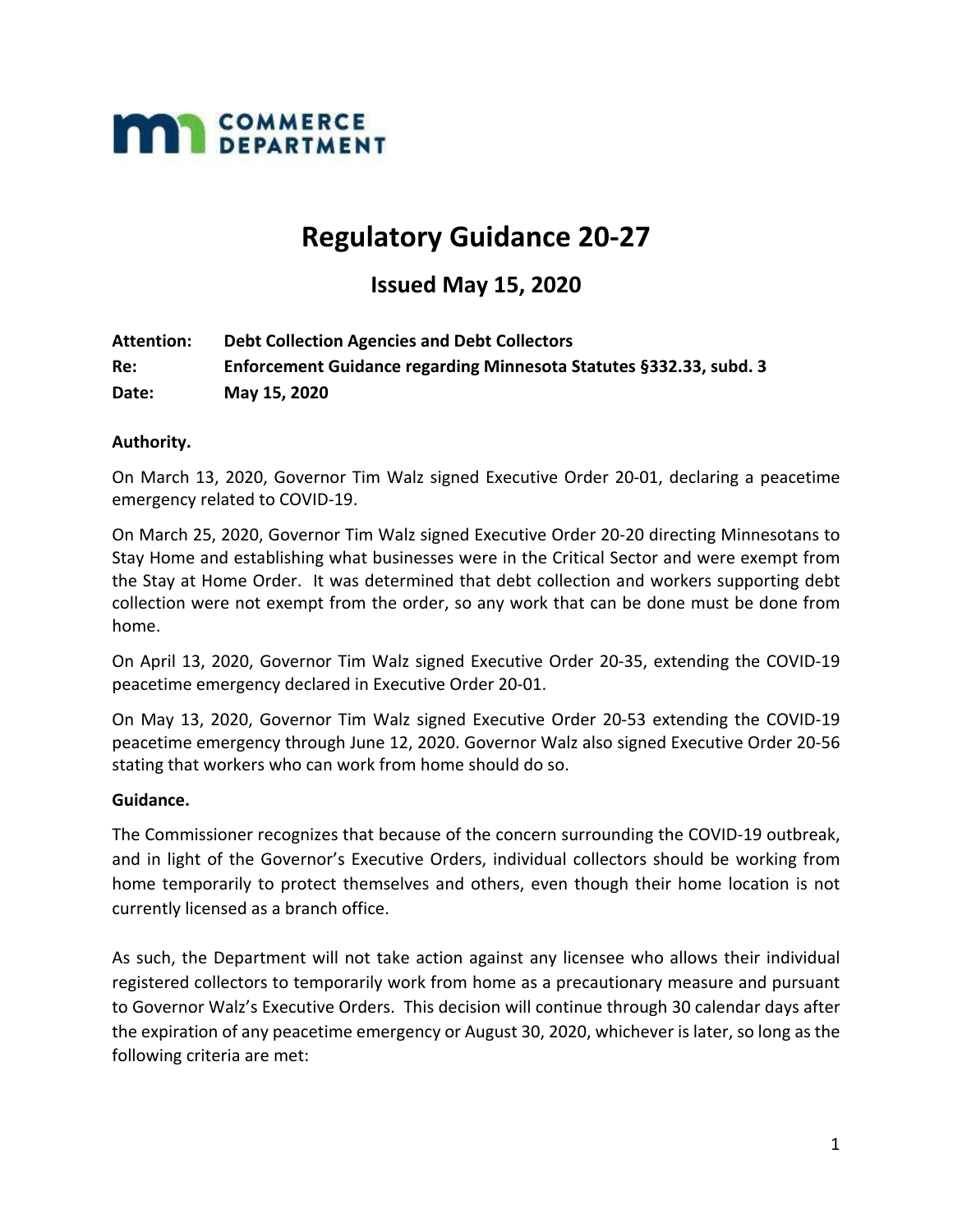**mn COMMERCE DEPARTMENT**

# Regulatory Guidance 20-27

## Issued May 15, 2020

**Attention:** **Debt Collection Agencies and Debt Collectors**

**Re:** **Enforcement Guidance regarding Minnesota Statutes §332.33, subd. 3**

**Date:** **May 15, 2020**

**Authority.**

On March 13, 2020, Governor Tim Walz signed Executive Order 20-01, declaring a peacetime emergency related to COVID-19.

On March 25, 2020, Governor Tim Walz signed Executive Order 20-20 directing Minnesotans to Stay Home and establishing what businesses were in the Critical Sector and were exempt from the Stay at Home Order. It was determined that debt collection and workers supporting debt collection were not exempt from the order, so any work that can be done must be done from home.

On April 13, 2020, Governor Tim Walz signed Executive Order 20-35, extending the COVID-19 peacetime emergency declared in Executive Order 20-01.

On May 13, 2020, Governor Tim Walz signed Executive Order 20-53 extending the COVID-19 peacetime emergency through June 12, 2020. Governor Walz also signed Executive Order 20-56 stating that workers who can work from home should do so.

**Guidance.**

The Commissioner recognizes that because of the concern surrounding the COVID-19 outbreak, and in light of the Governor's Executive Orders, individual collectors should be working from home temporarily to protect themselves and others, even though their home location is not currently licensed as a branch office.

As such, the Department will not take action against any licensee who allows their individual registered collectors to temporarily work from home as a precautionary measure and pursuant to Governor Walz's Executive Orders. This decision will continue through 30 calendar days after the expiration of any peacetime emergency or August 30, 2020, whichever is later, so long as the following criteria are met: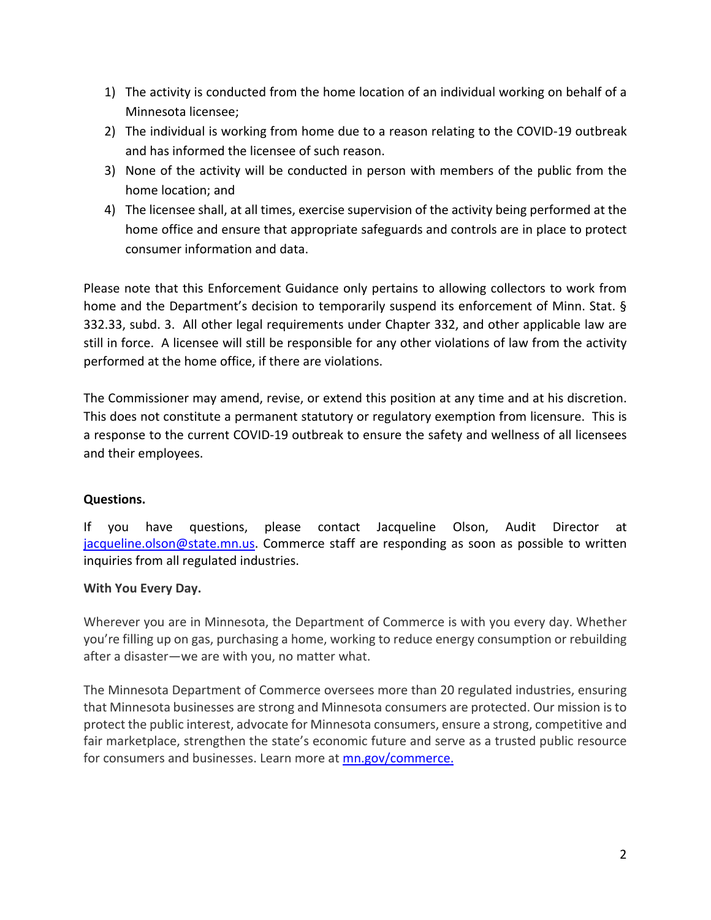1) The activity is conducted from the home location of an individual working on behalf of a Minnesota licensee;
2) The individual is working from home due to a reason relating to the COVID-19 outbreak and has informed the licensee of such reason.
3) None of the activity will be conducted in person with members of the public from the home location; and
4) The licensee shall, at all times, exercise supervision of the activity being performed at the home office and ensure that appropriate safeguards and controls are in place to protect consumer information and data.

Please note that this Enforcement Guidance only pertains to allowing collectors to work from home and the Department's decision to temporarily suspend its enforcement of Minn. Stat. § 332.33, subd. 3. All other legal requirements under Chapter 332, and other applicable law are still in force. A licensee will still be responsible for any other violations of law from the activity performed at the home office, if there are violations.

The Commissioner may amend, revise, or extend this position at any time and at his discretion. This does not constitute a permanent statutory or regulatory exemption from licensure. This is a response to the current COVID-19 outbreak to ensure the safety and wellness of all licensees and their employees.

**Questions.**

If you have questions, please contact Jacqueline Olson, Audit Director at jacqueline.olson@state.mn.us. Commerce staff are responding as soon as possible to written inquiries from all regulated industries.

**With You Every Day.**

Wherever you are in Minnesota, the Department of Commerce is with you every day. Whether you're filling up on gas, purchasing a home, working to reduce energy consumption or rebuilding after a disaster—we are with you, no matter what.

The Minnesota Department of Commerce oversees more than 20 regulated industries, ensuring that Minnesota businesses are strong and Minnesota consumers are protected. Our mission is to protect the public interest, advocate for Minnesota consumers, ensure a strong, competitive and fair marketplace, strengthen the state's economic future and serve as a trusted public resource for consumers and businesses. Learn more at mn.gov/commerce.